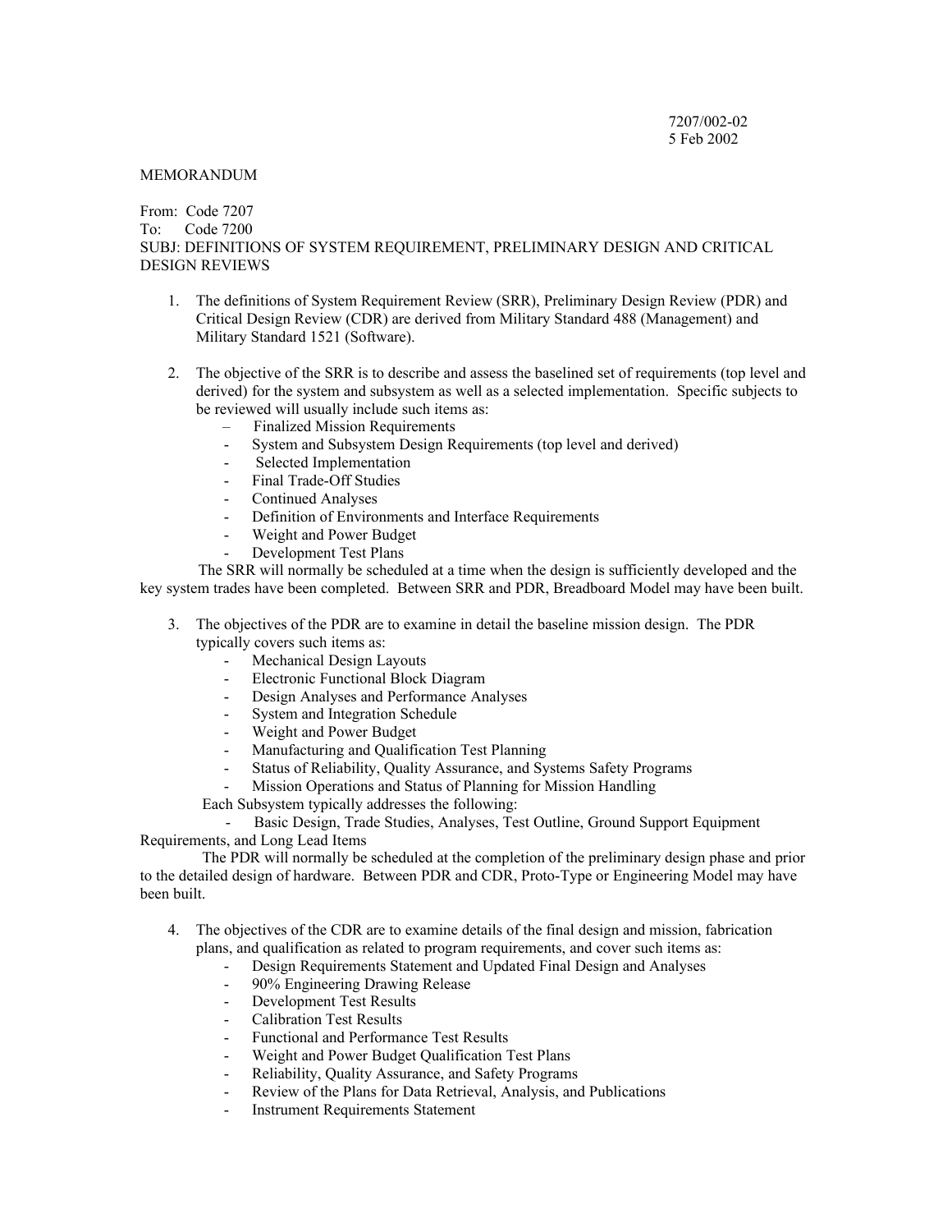7207/002-02
5 Feb 2002

MEMORANDUM

From: Code 7207
To: Code 7200
SUBJ: DEFINITIONS OF SYSTEM REQUIREMENT, PRELIMINARY DESIGN AND CRITICAL DESIGN REVIEWS

1. The definitions of System Requirement Review (SRR), Preliminary Design Review (PDR) and Critical Design Review (CDR) are derived from Military Standard 488 (Management) and Military Standard 1521 (Software).

2. The objective of the SRR is to describe and assess the baselined set of requirements (top level and derived) for the system and subsystem as well as a selected implementation. Specific subjects to be reviewed will usually include such items as:
   - Finalized Mission Requirements
   - System and Subsystem Design Requirements (top level and derived)
   - Selected Implementation
   - Final Trade-Off Studies
   - Continued Analyses
   - Definition of Environments and Interface Requirements
   - Weight and Power Budget
   - Development Test Plans

   The SRR will normally be scheduled at a time when the design is sufficiently developed and the key system trades have been completed. Between SRR and PDR, Breadboard Model may have been built.

3. The objectives of the PDR are to examine in detail the baseline mission design. The PDR typically covers such items as:
   - Mechanical Design Layouts
   - Electronic Functional Block Diagram
   - Design Analyses and Performance Analyses
   - System and Integration Schedule
   - Weight and Power Budget
   - Manufacturing and Qualification Test Planning
   - Status of Reliability, Quality Assurance, and Systems Safety Programs
   - Mission Operations and Status of Planning for Mission Handling

   Each Subsystem typically addresses the following:
   - Basic Design, Trade Studies, Analyses, Test Outline, Ground Support Equipment Requirements, and Long Lead Items

   The PDR will normally be scheduled at the completion of the preliminary design phase and prior to the detailed design of hardware. Between PDR and CDR, Proto-Type or Engineering Model may have been built.

4. The objectives of the CDR are to examine details of the final design and mission, fabrication plans, and qualification as related to program requirements, and cover such items as:
   - Design Requirements Statement and Updated Final Design and Analyses
   - 90% Engineering Drawing Release
   - Development Test Results
   - Calibration Test Results
   - Functional and Performance Test Results
   - Weight and Power Budget Qualification Test Plans
   - Reliability, Quality Assurance, and Safety Programs
   - Review of the Plans for Data Retrieval, Analysis, and Publications
   - Instrument Requirements Statement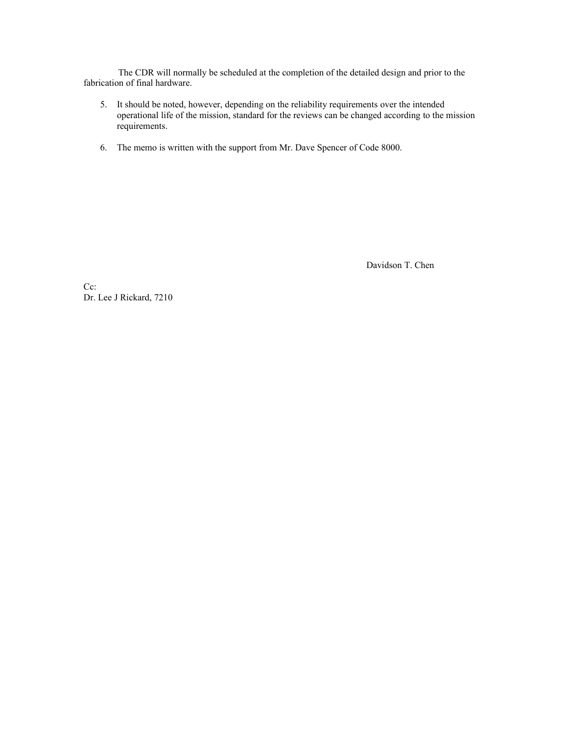The CDR will normally be scheduled at the completion of the detailed design and prior to the fabrication of final hardware.

5. It should be noted, however, depending on the reliability requirements over the intended operational life of the mission, standard for the reviews can be changed according to the mission requirements.

6. The memo is written with the support from Mr. Dave Spencer of Code 8000.

Davidson T. Chen

Cc:
Dr. Lee J Rickard, 7210